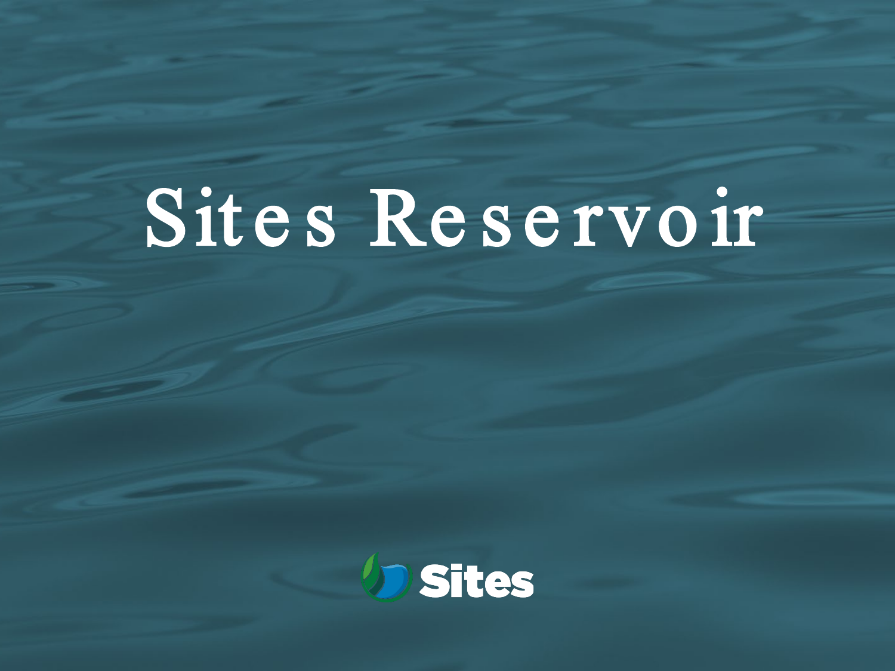# Sites Reservoir

Sites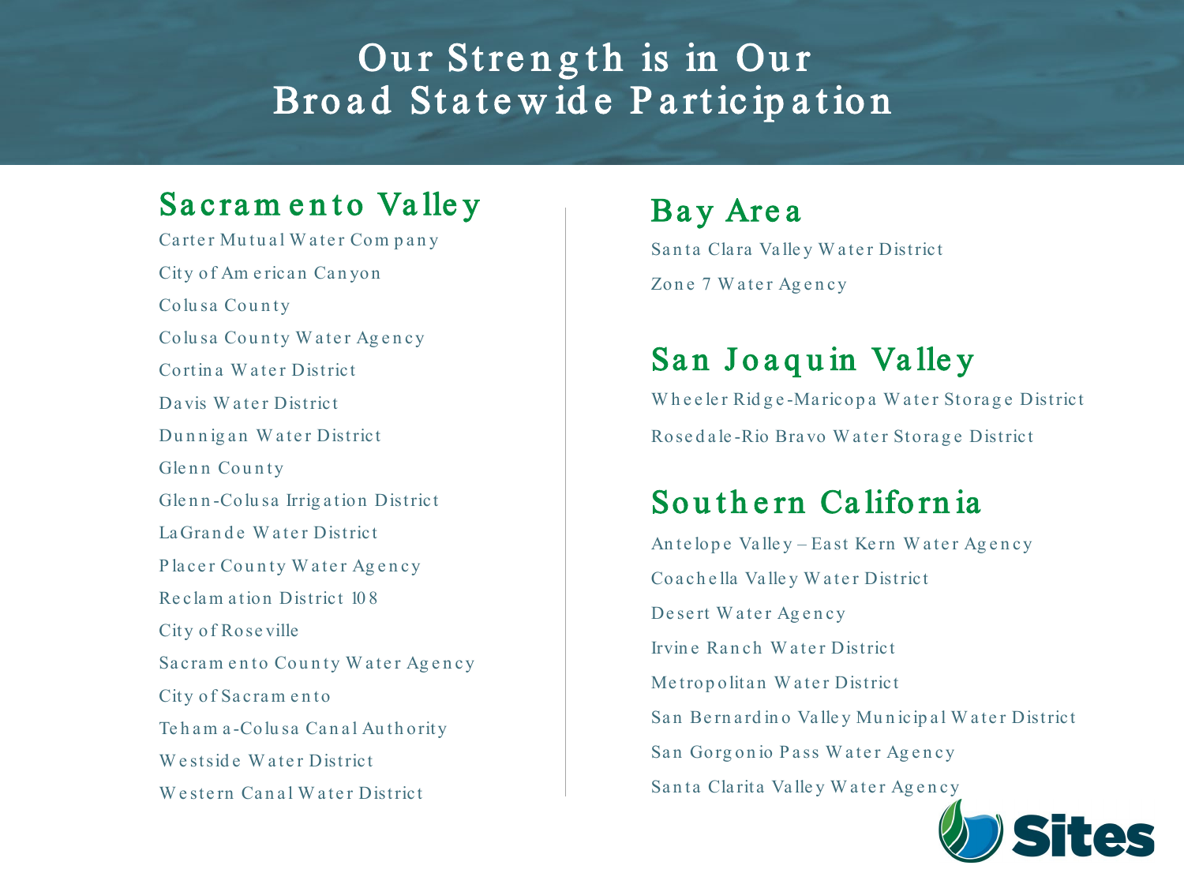# Our Strength is in Our Broad Statewide Participation

## Sacramento Valley

- Carter Mutual Water Company
- City of American Canyon
- Colusa County
- Colusa County Water Agency
- Cortina Water District
- Davis Water District
- Dunnigan Water District
- Glenn County
- Glenn-Colusa Irrigation District
- LaGrande Water District
- Placer County Water Agency
- Reclamation District 108
- City of Roseville
- Sacramento County Water Agency
- City of Sacramento
- Teham a-Colusa Canal Authority
- Westside Water District
- Western Canal Water District

## Bay Area

- Santa Clara Valley Water District
- Zone 7 Water Agency

## San Joaquin Valley

- Wheeler Ridge-Maricopa Water Storage District
- Rosedale-Rio Bravo Water Storage District

## Southern California

- Antelope Valley – East Kern Water Agency
- Coachella Valley Water District
- Desert Water Agency
- Irvine Ranch Water District
- Metropolitan Water District
- San Bernardino Valley Municipal Water District
- San Gorgonio Pass Water Agency
- Santa Clarita Valley Water Agency

Sites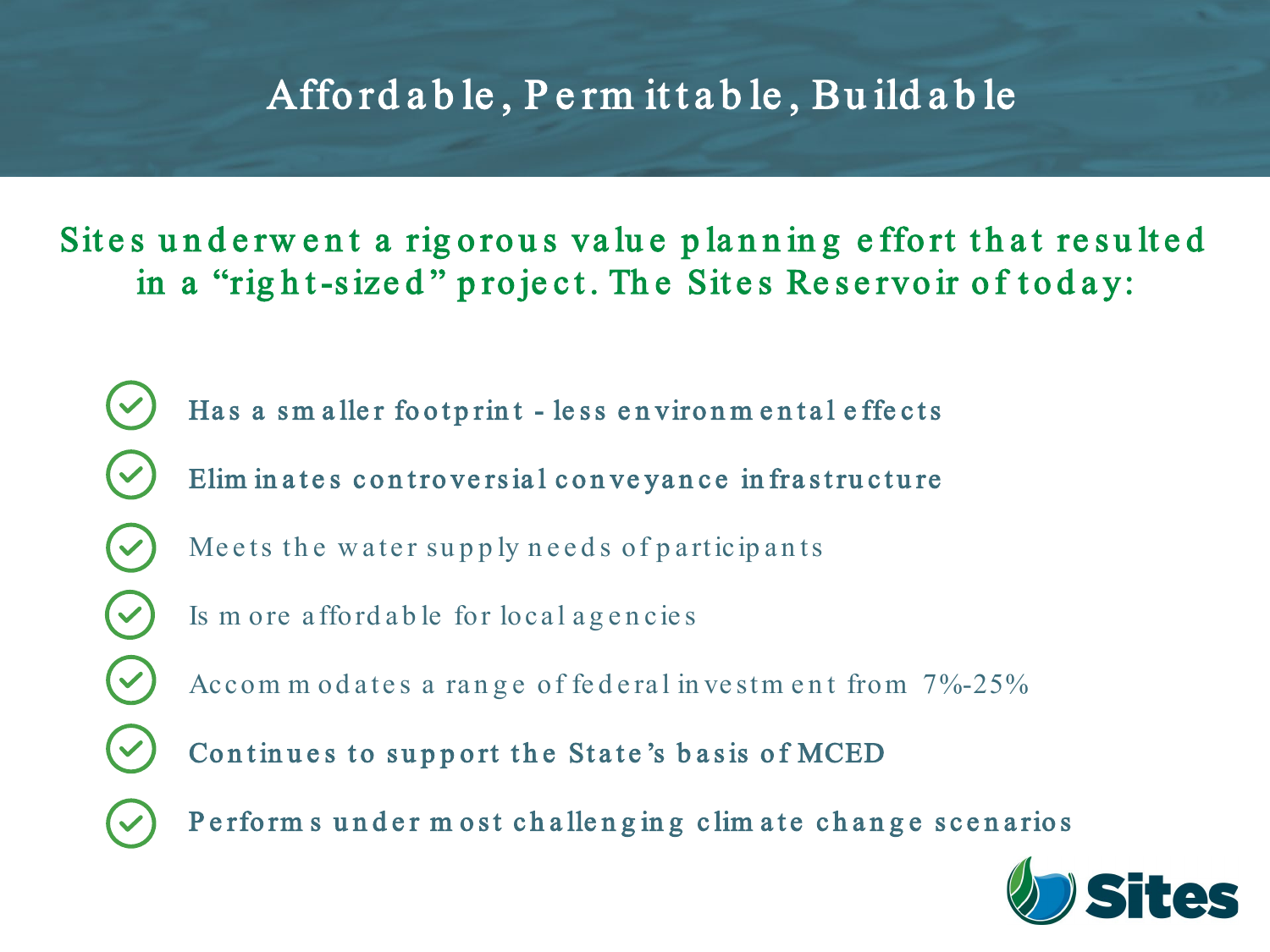# Affordable, Permittable, Buildable

**Sites underwent a rigorous value planning effort that resulted in a "right-sized" project. The Sites Reservoir of today:**

- **Has a smaller footprint - less environmental effects**
- **Eliminates controversial conveyance infrastructure**
- Meets the water supply needs of participants
- Is more affordable for local agencies
- Accommodates a range of federal investment from 7%-25%
- **Continues to support the State's basis of MCED**
- **Performs under most challenging climate change scenarios**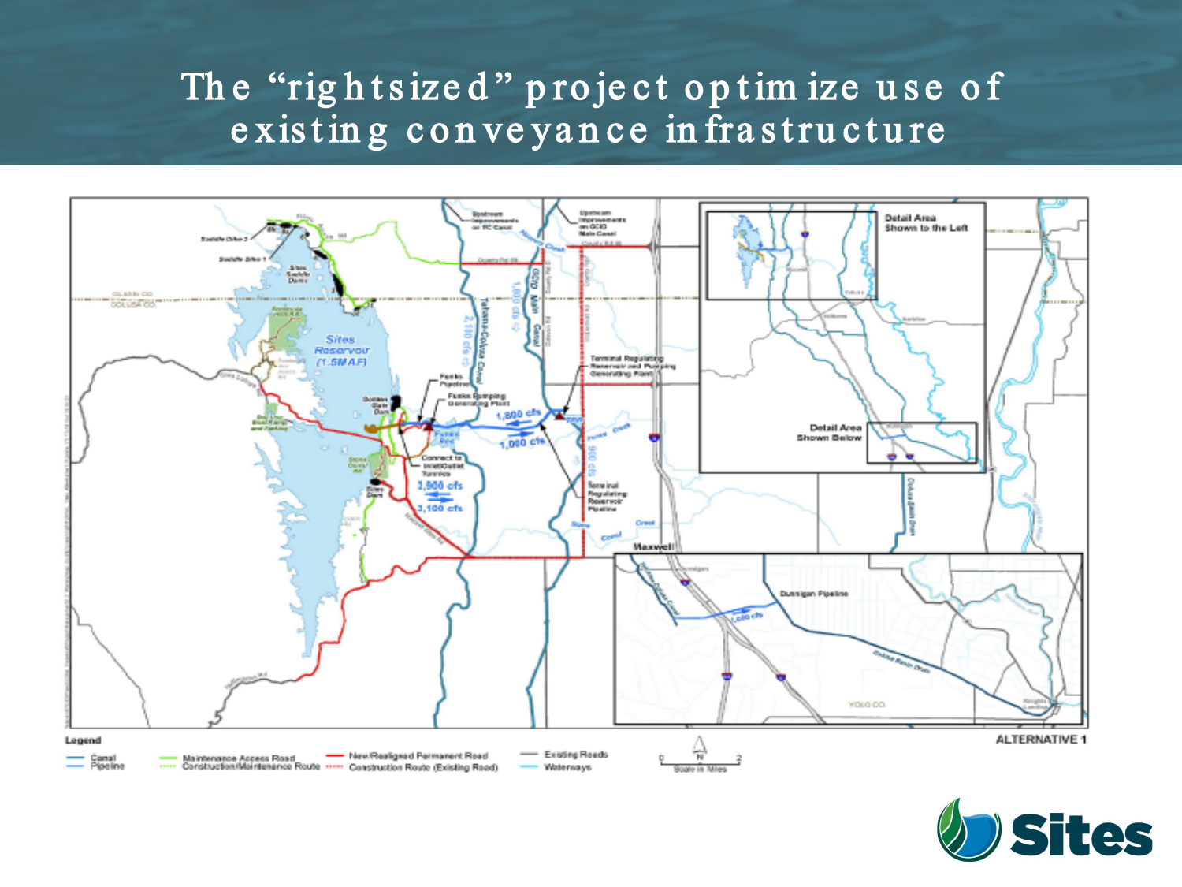# The "rightsized" project optimize use of existing conveyance infrastructure

Legend

- Canal
- Pipeline
- Maintenance Access Road
- Construction/Maintenance Route
- New/Realigned Permanent Road
- Construction Route (Existing Road)
- Existing Roads
- Waterways

ALTERNATIVE 1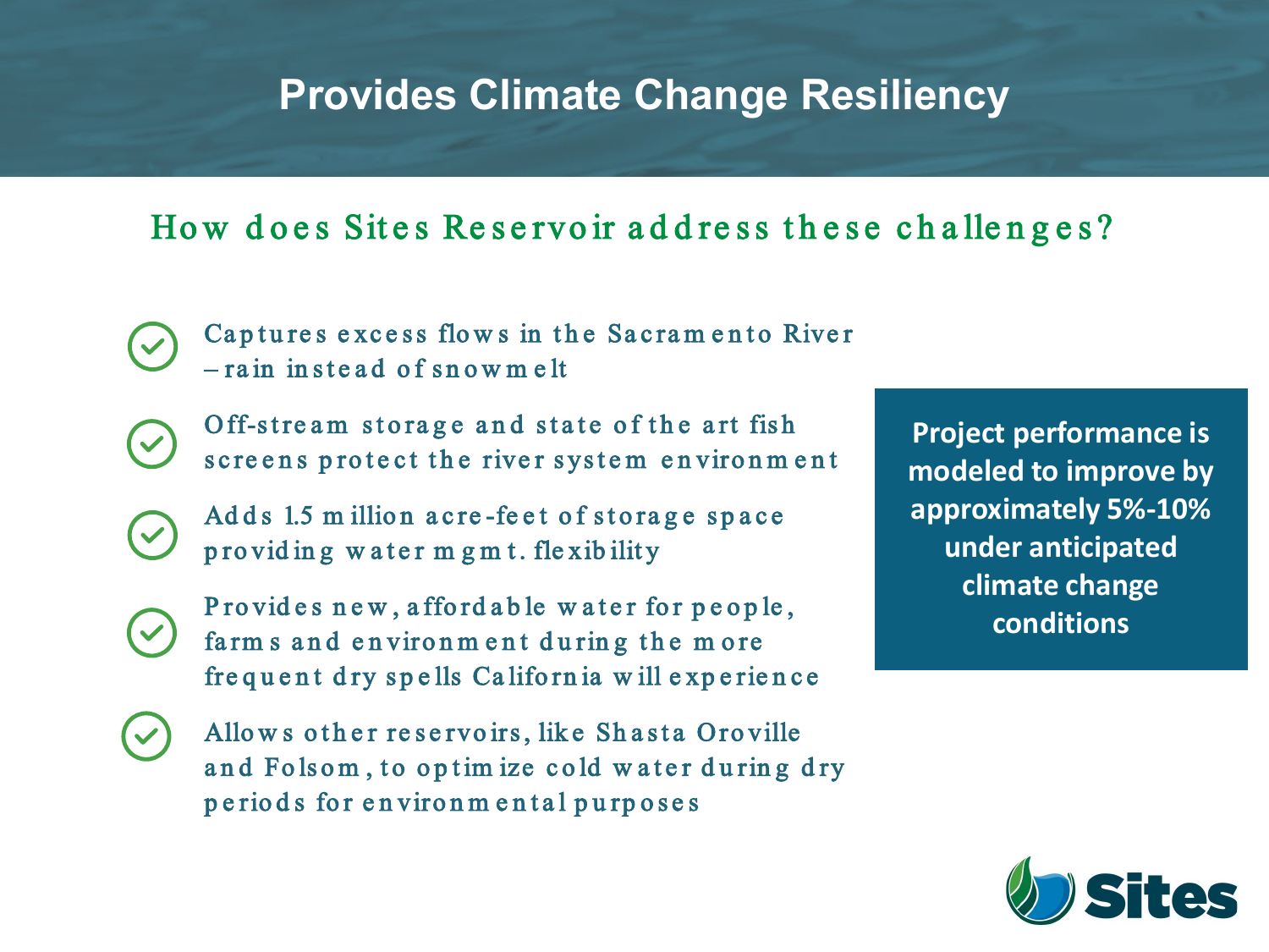# Provides Climate Change Resiliency

## How does Sites Reservoir address these challenges?

- Captures excess flows in the Sacramento River – rain instead of snowmelt
- Off-stream storage and state of the art fish screens protect the river system environment
- Adds 1.5 million acre-feet of storage space providing water mgmt. flexibility
- Provides new, affordable water for people, farms and environment during the more frequent dry spells California will experience
- Allows other reservoirs, like Shasta Oroville and Folsom, to optimize cold water during dry periods for environmental purposes

**Project performance is modeled to improve by approximately 5%-10% under anticipated climate change conditions**

Sites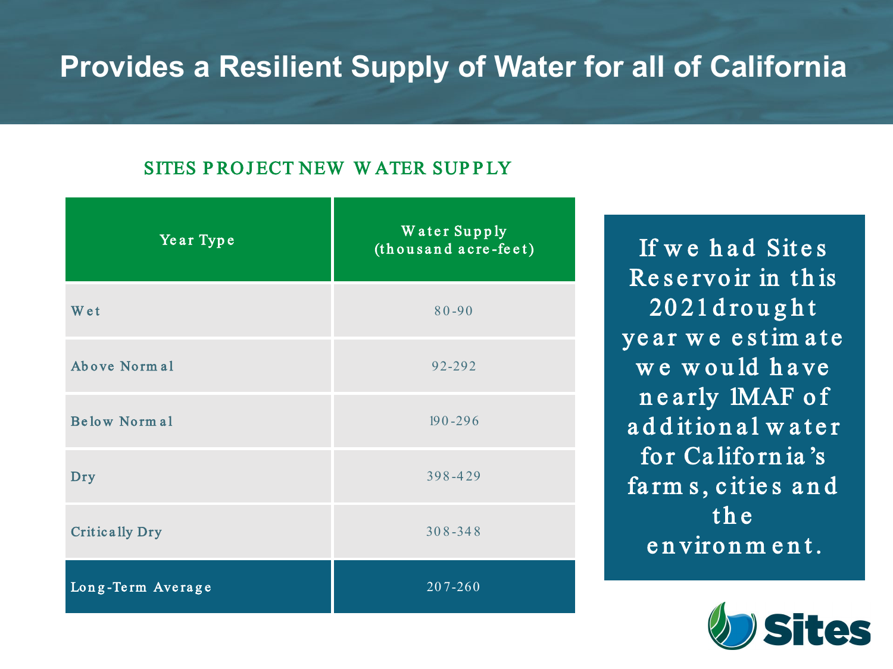# Provides a Resilient Supply of Water for all of California

## SITES PROJECT NEW WATER SUPPLY

| Year Type | Water Supply (thousand acre-feet) |
|---|---|
| Wet | 80-90 |
| Above Normal | 92-292 |
| Below Normal | 190-296 |
| Dry | 398-429 |
| Critically Dry | 308-348 |
| **Long-Term Average** | **207-260** |

If we had Sites Reservoir in this 2021 drought year we estimate we would have nearly 1MAF of additional water for California's farms, cities and the environment.

Sites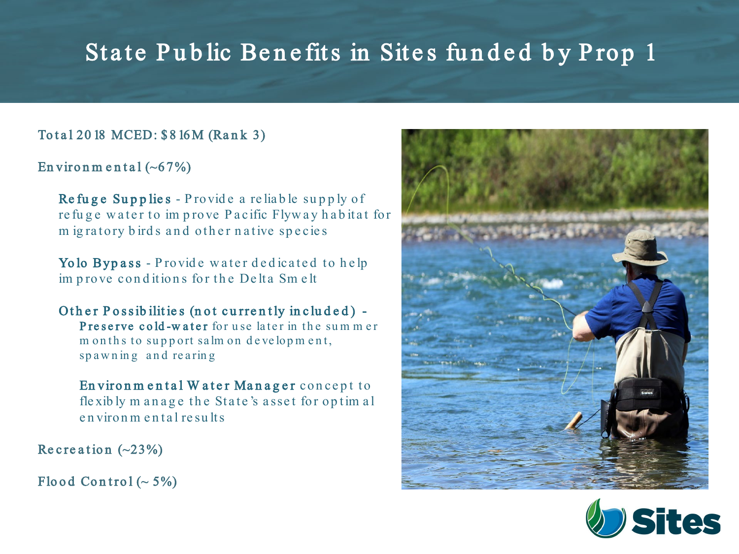# State Public Benefits in Sites funded by Prop 1

Total 2018 MCED: $816M (Rank 3)

Environmental (~67%)

- **Refuge Supplies** - Provide a reliable supply of refuge water to improve Pacific Flyway habitat for migratory birds and other native species
- **Yolo Bypass** - Provide water dedicated to help improve conditions for the Delta Smelt
- **Other Possibilities (not currently included)** -
  - **Preserve cold-water** for use later in the summer months to support salmon development, spawning and rearing
  - **Environmental Water Manager** concept to flexibly manage the State's asset for optimal environmental results

Recreation (~23%)

Flood Control (~ 5%)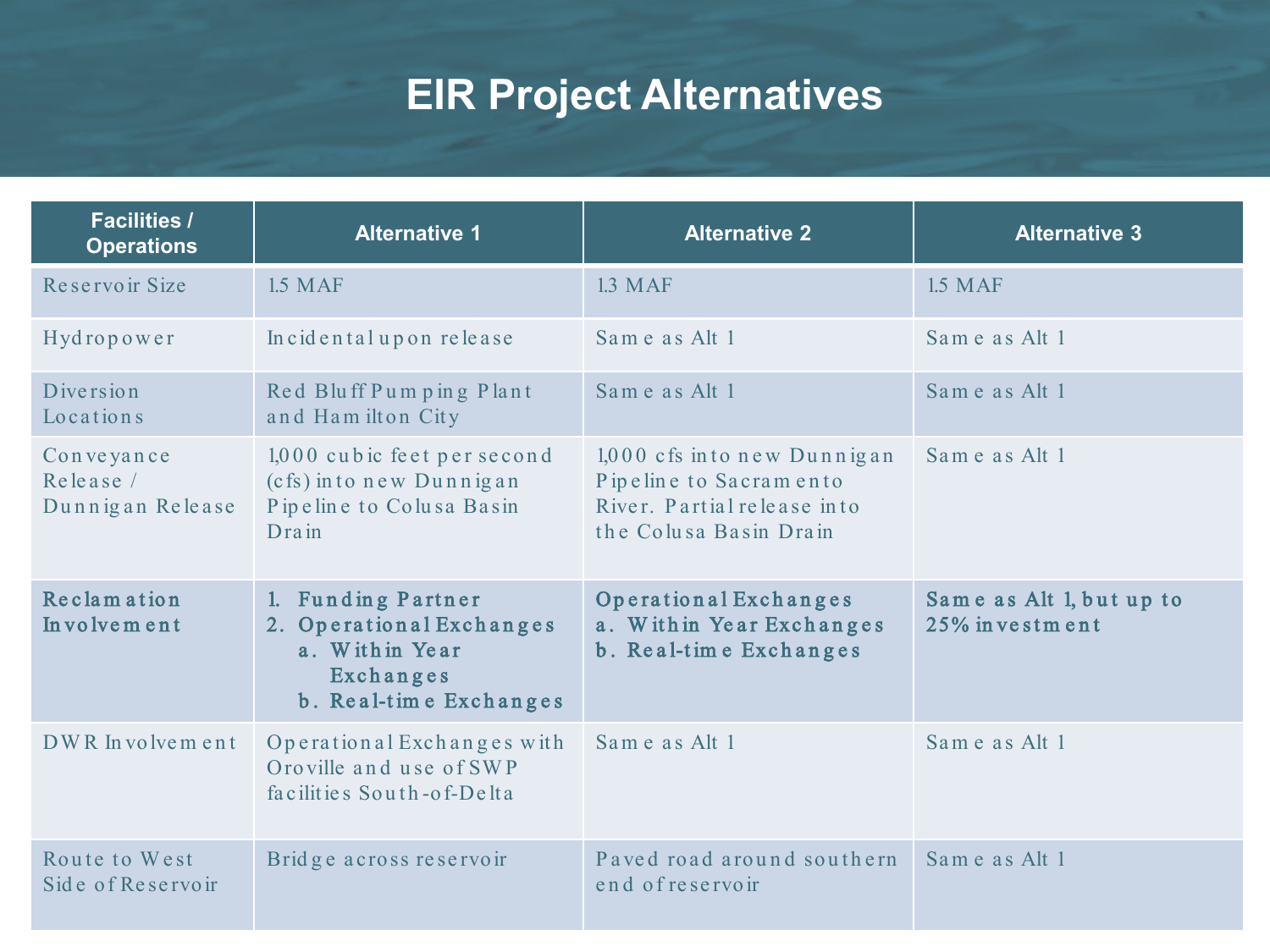# EIR Project Alternatives

| Facilities / Operations | Alternative 1 | Alternative 2 | Alternative 3 |
|---|---|---|---|
| Reservoir Size | 1.5 MAF | 1.3 MAF | 1.5 MAF |
| Hydropower | Incidental upon release | Same as Alt 1 | Same as Alt 1 |
| Diversion Locations | Red Bluff Pumping Plant and Hamilton City | Same as Alt 1 | Same as Alt 1 |
| Conveyance Release / Dunnigan Release | 1,000 cubic feet per second (cfs) into new Dunnigan Pipeline to Colusa Basin Drain | 1,000 cfs into new Dunnigan Pipeline to Sacramento River. Partial release into the Colusa Basin Drain | Same as Alt 1 |
| **Reclamation Involvement** | **1. Funding Partner<br>2. Operational Exchanges<br>a. Within Year Exchanges<br>b. Real-time Exchanges** | **Operational Exchanges<br>a. Within Year Exchanges<br>b. Real-time Exchanges** | **Same as Alt 1, but up to 25% investment** |
| DWR Involvement | Operational Exchanges with Oroville and use of SWP facilities South-of-Delta | Same as Alt 1 | Same as Alt 1 |
| Route to West Side of Reservoir | Bridge across reservoir | Paved road around southern end of reservoir | Same as Alt 1 |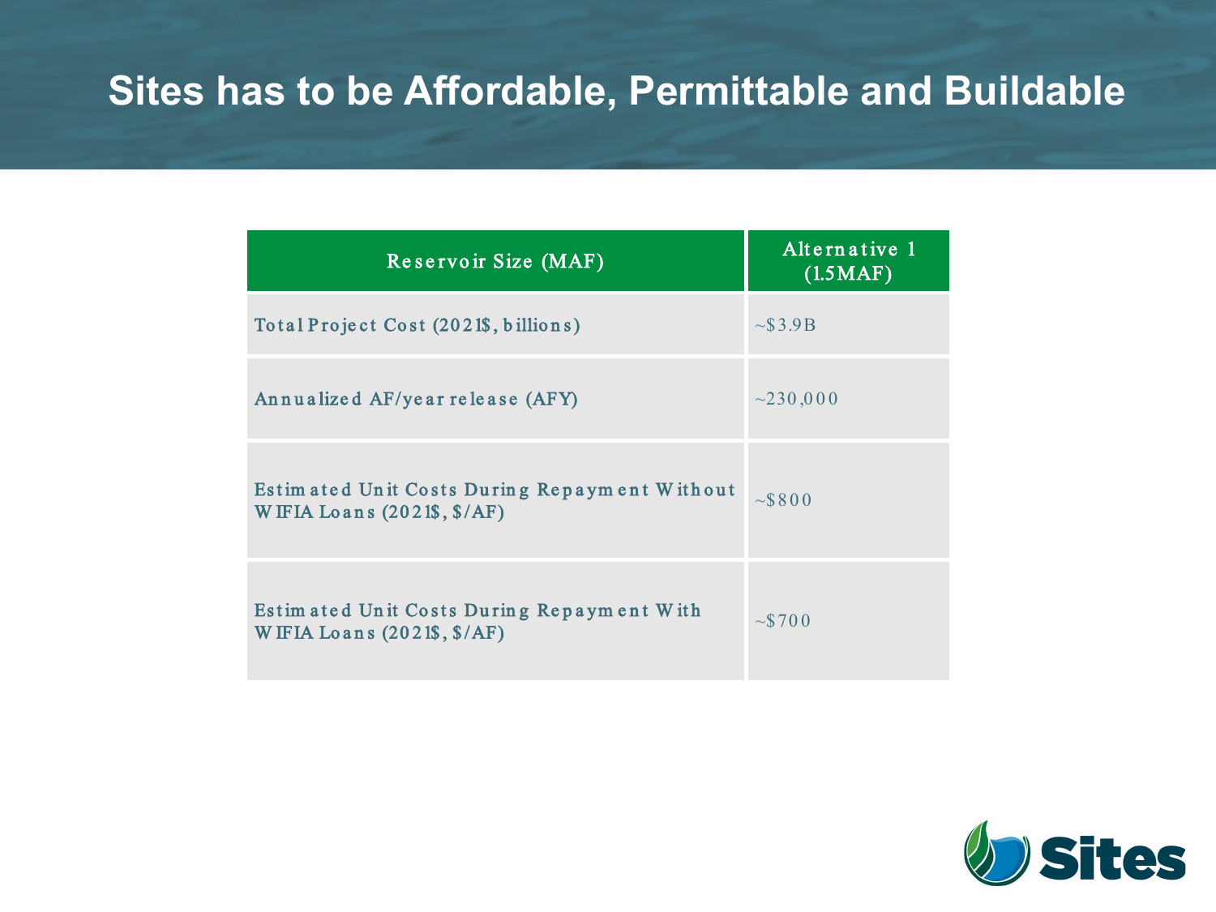# Sites has to be Affordable, Permittable and Buildable

| Reservoir Size (MAF) | Alternative 1 (1.5MAF) |
|---|---|
| Total Project Cost (2021$, billions) | ~$3.9B |
| Annualized AF/year release (AFY) | ~230,000 |
| Estimated Unit Costs During Repayment Without WIFIA Loans (2021$, $/AF) | ~$800 |
| Estimated Unit Costs During Repayment With WIFIA Loans (2021$, $/AF) | ~$700 |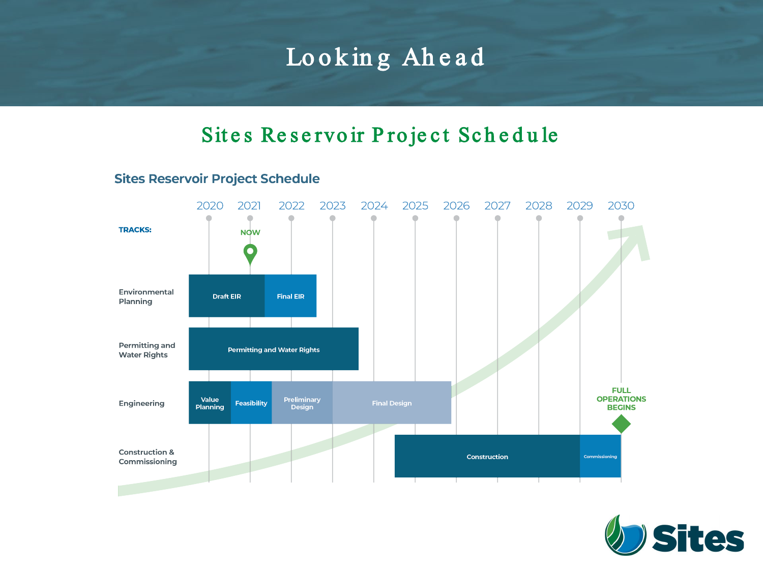# Looking Ahead

## Sites Reservoir Project Schedule

### Sites Reservoir Project Schedule

| TRACKS: | 2020 | 2021 | 2022 | 2023 | 2024 | 2025 | 2026 | 2027 | 2028 | 2029 | 2030 |
|---|---|---|---|---|---|---|---|---|---|---|---|
| | | NOW | | | | | | | | | |
| Environmental Planning | Draft EIR | Draft EIR | Final EIR | | | | | | | | |
| Permitting and Water Rights | Permitting and Water Rights | Permitting and Water Rights | Permitting and Water Rights | Permitting and Water Rights | | | | | | | |
| Engineering | Value Planning | Feasibility | Preliminary Design | Final Design | Final Design | Final Design | | | | | FULL OPERATIONS BEGINS |
| Construction & Commissioning | | | | | Construction | Construction | Construction | Construction | Construction | Commissioning | |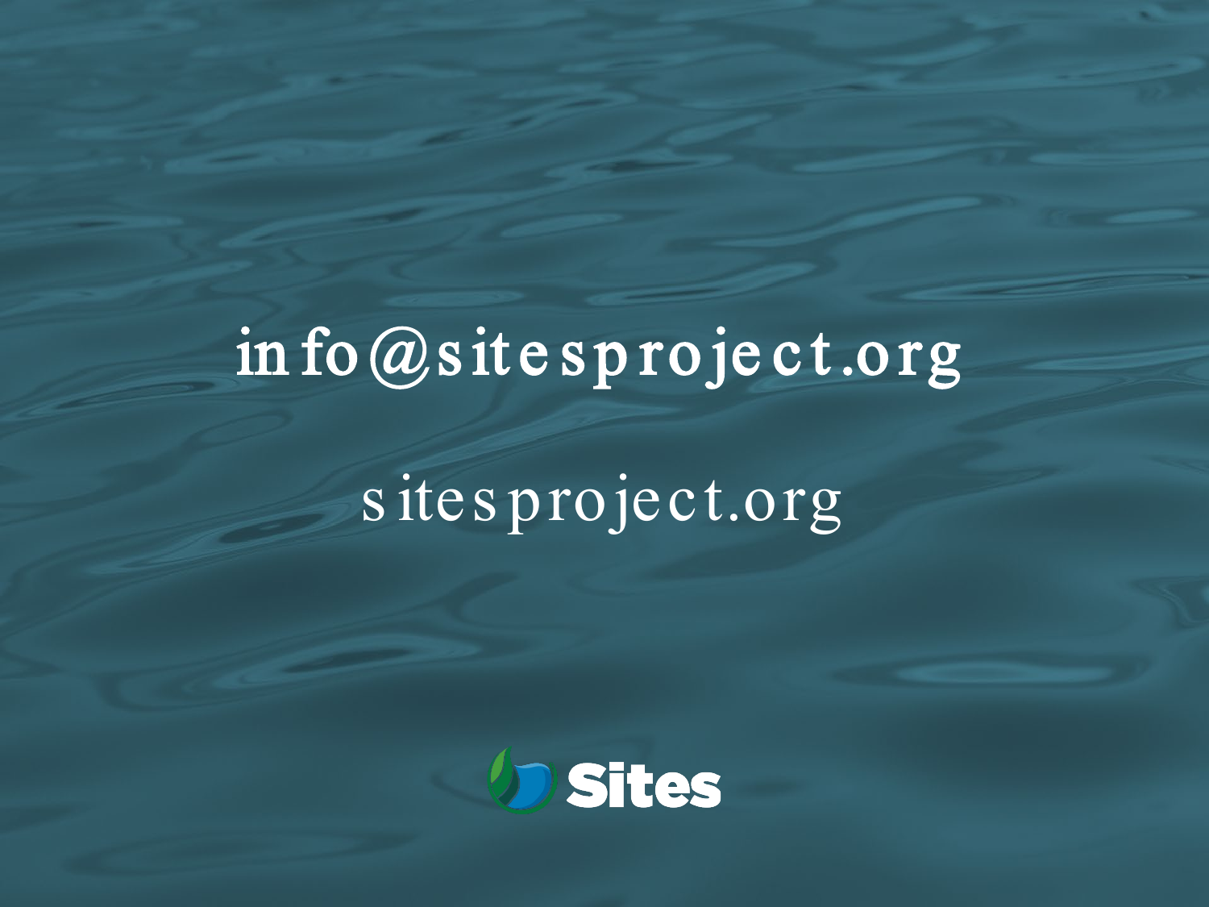info@sitesproject.org

sitesproject.org

Sites